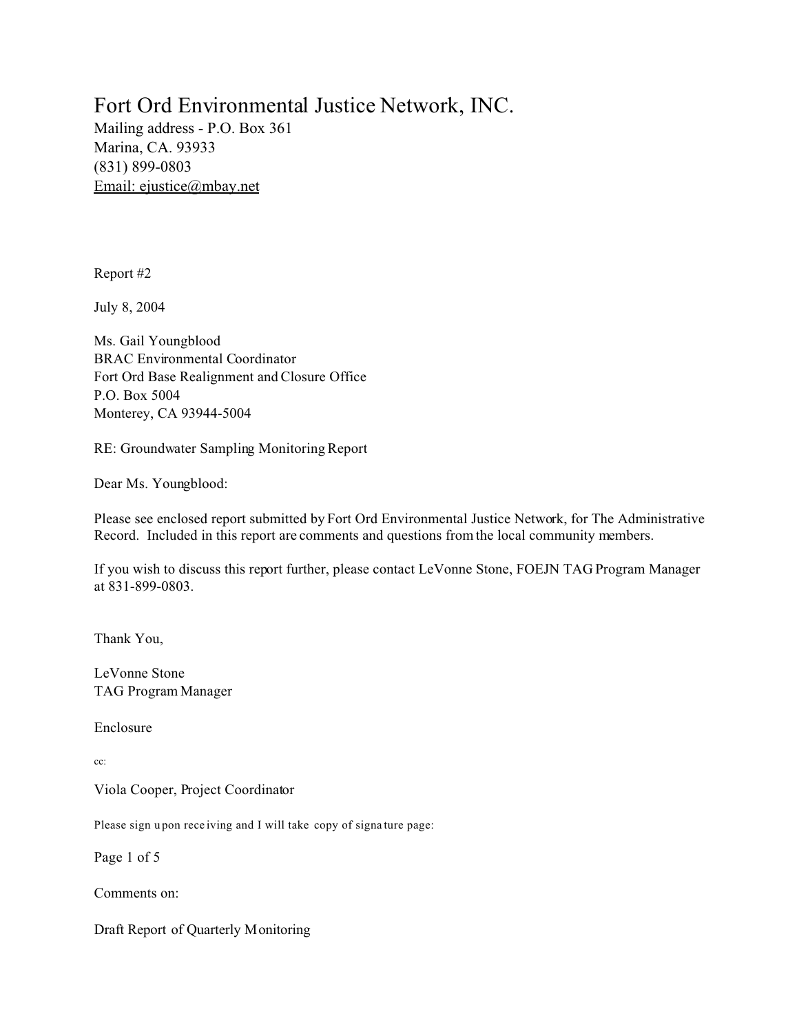# Fort Ord Environmental Justice Network, INC.

Mailing address - P.O. Box 361
Marina, CA. 93933
(831) 899-0803
Email: ejustice@mbay.net

Report #2

July 8, 2004

Ms. Gail Youngblood
BRAC Environmental Coordinator
Fort Ord Base Realignment and Closure Office
P.O. Box 5004
Monterey, CA 93944-5004

RE: Groundwater Sampling Monitoring Report

Dear Ms. Youngblood:

Please see enclosed report submitted by Fort Ord Environmental Justice Network, for The Administrative Record. Included in this report are comments and questions from the local community members.

If you wish to discuss this report further, please contact LeVonne Stone, FOEJN TAG Program Manager at 831-899-0803.

Thank You,

LeVonne Stone
TAG Program Manager

Enclosure

cc:

Viola Cooper, Project Coordinator

Please sign upon receiving and I will take copy of signature page:

Comments on:

Draft Report of Quarterly Monitoring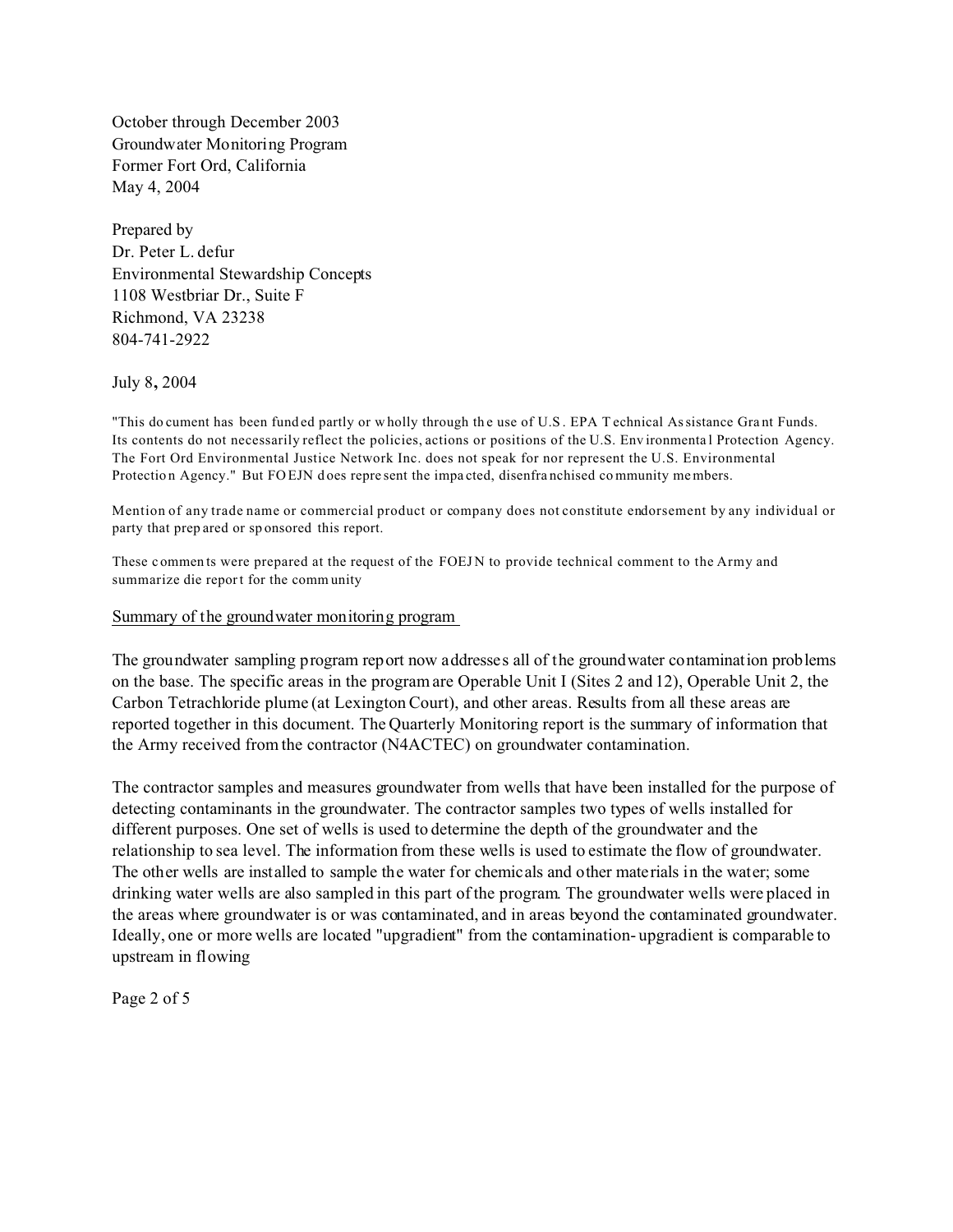October through December 2003
Groundwater Monitoring Program
Former Fort Ord, California
May 4, 2004

Prepared by
Dr. Peter L. defur
Environmental Stewardship Concepts
1108 Westbriar Dr., Suite F
Richmond, VA 23238
804-741-2922

July 8, 2004

"This document has been funded partly or wholly through the use of U.S. EPA Technical Assistance Grant Funds. Its contents do not necessarily reflect the policies, actions or positions of the U.S. Environmental Protection Agency. The Fort Ord Environmental Justice Network Inc. does not speak for nor represent the U.S. Environmental Protection Agency." But FOEJN does represent the impacted, disenfranchised community members.

Mention of any trade name or commercial product or company does not constitute endorsement by any individual or party that prepared or sponsored this report.

These comments were prepared at the request of the FOEJN to provide technical comment to the Army and summarize die report for the community

Summary of the groundwater monitoring program

The groundwater sampling program report now addresses all of the groundwater contamination problems on the base. The specific areas in the program are Operable Unit I (Sites 2 and 12), Operable Unit 2, the Carbon Tetrachloride plume (at Lexington Court), and other areas. Results from all these areas are reported together in this document. The Quarterly Monitoring report is the summary of information that the Army received from the contractor (N4ACTEC) on groundwater contamination.

The contractor samples and measures groundwater from wells that have been installed for the purpose of detecting contaminants in the groundwater. The contractor samples two types of wells installed for different purposes. One set of wells is used to determine the depth of the groundwater and the relationship to sea level. The information from these wells is used to estimate the flow of groundwater. The other wells are installed to sample the water for chemicals and other materials in the water; some drinking water wells are also sampled in this part of the program. The groundwater wells were placed in the areas where groundwater is or was contaminated, and in areas beyond the contaminated groundwater. Ideally, one or more wells are located "upgradient" from the contamination- upgradient is comparable to upstream in flowing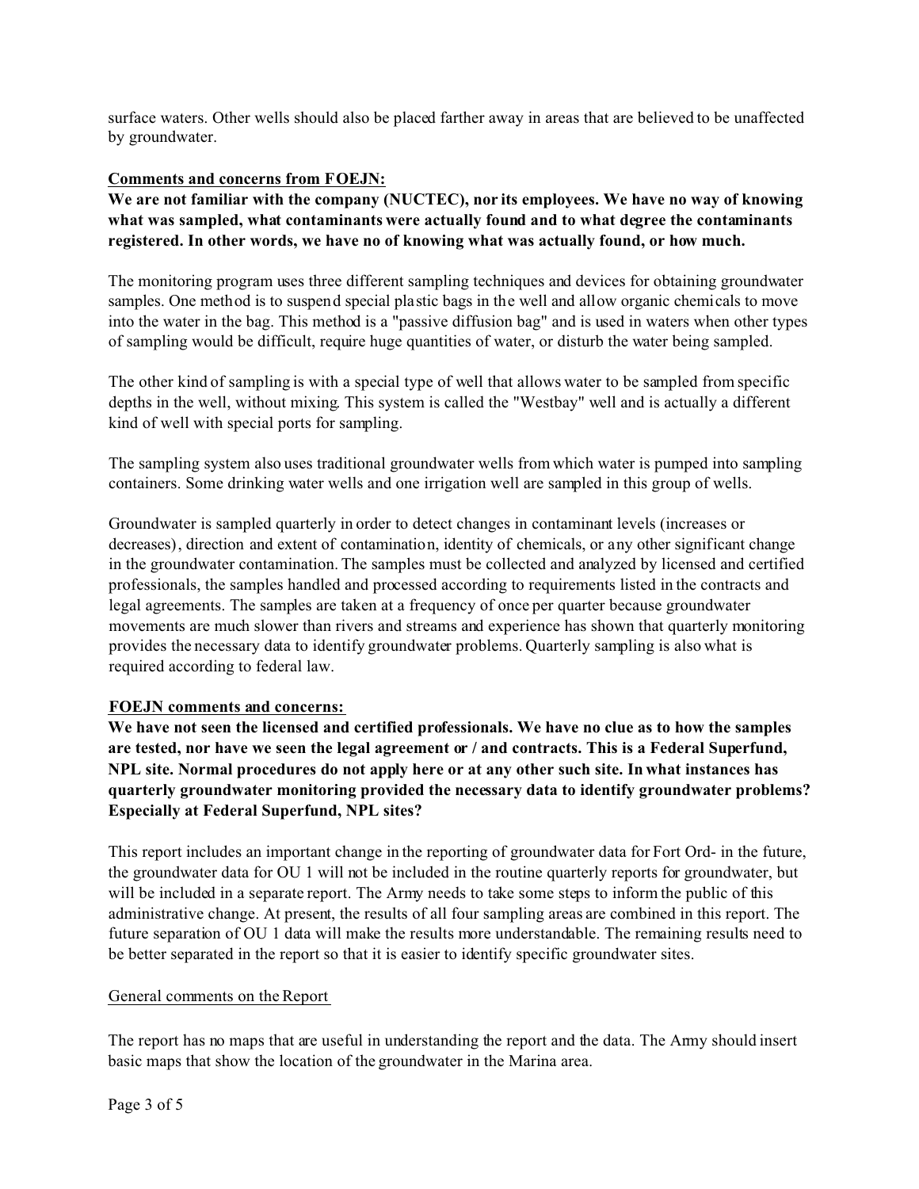surface waters. Other wells should also be placed farther away in areas that are believed to be unaffected by groundwater.

**<u>Comments and concerns from FOEJN:</u>**

**We are not familiar with the company (NUCTEC), nor its employees. We have no way of knowing what was sampled, what contaminants were actually found and to what degree the contaminants registered. In other words, we have no of knowing what was actually found, or how much.**

The monitoring program uses three different sampling techniques and devices for obtaining groundwater samples. One method is to suspend special plastic bags in the well and allow organic chemicals to move into the water in the bag. This method is a "passive diffusion bag" and is used in waters when other types of sampling would be difficult, require huge quantities of water, or disturb the water being sampled.

The other kind of sampling is with a special type of well that allows water to be sampled from specific depths in the well, without mixing. This system is called the "Westbay" well and is actually a different kind of well with special ports for sampling.

The sampling system also uses traditional groundwater wells from which water is pumped into sampling containers. Some drinking water wells and one irrigation well are sampled in this group of wells.

Groundwater is sampled quarterly in order to detect changes in contaminant levels (increases or decreases), direction and extent of contamination, identity of chemicals, or any other significant change in the groundwater contamination. The samples must be collected and analyzed by licensed and certified professionals, the samples handled and processed according to requirements listed in the contracts and legal agreements. The samples are taken at a frequency of once per quarter because groundwater movements are much slower than rivers and streams and experience has shown that quarterly monitoring provides the necessary data to identify groundwater problems. Quarterly sampling is also what is required according to federal law.

**<u>FOEJN comments and concerns:</u>**

**We have not seen the licensed and certified professionals. We have no clue as to how the samples are tested, nor have we seen the legal agreement or / and contracts. This is a Federal Superfund, NPL site. Normal procedures do not apply here or at any other such site. In what instances has quarterly groundwater monitoring provided the necessary data to identify groundwater problems? Especially at Federal Superfund, NPL sites?**

This report includes an important change in the reporting of groundwater data for Fort Ord- in the future, the groundwater data for OU 1 will not be included in the routine quarterly reports for groundwater, but will be included in a separate report. The Army needs to take some steps to inform the public of this administrative change. At present, the results of all four sampling areas are combined in this report. The future separation of OU 1 data will make the results more understandable. The remaining results need to be better separated in the report so that it is easier to identify specific groundwater sites.

<u>General comments on the Report</u>

The report has no maps that are useful in understanding the report and the data. The Army should insert basic maps that show the location of the groundwater in the Marina area.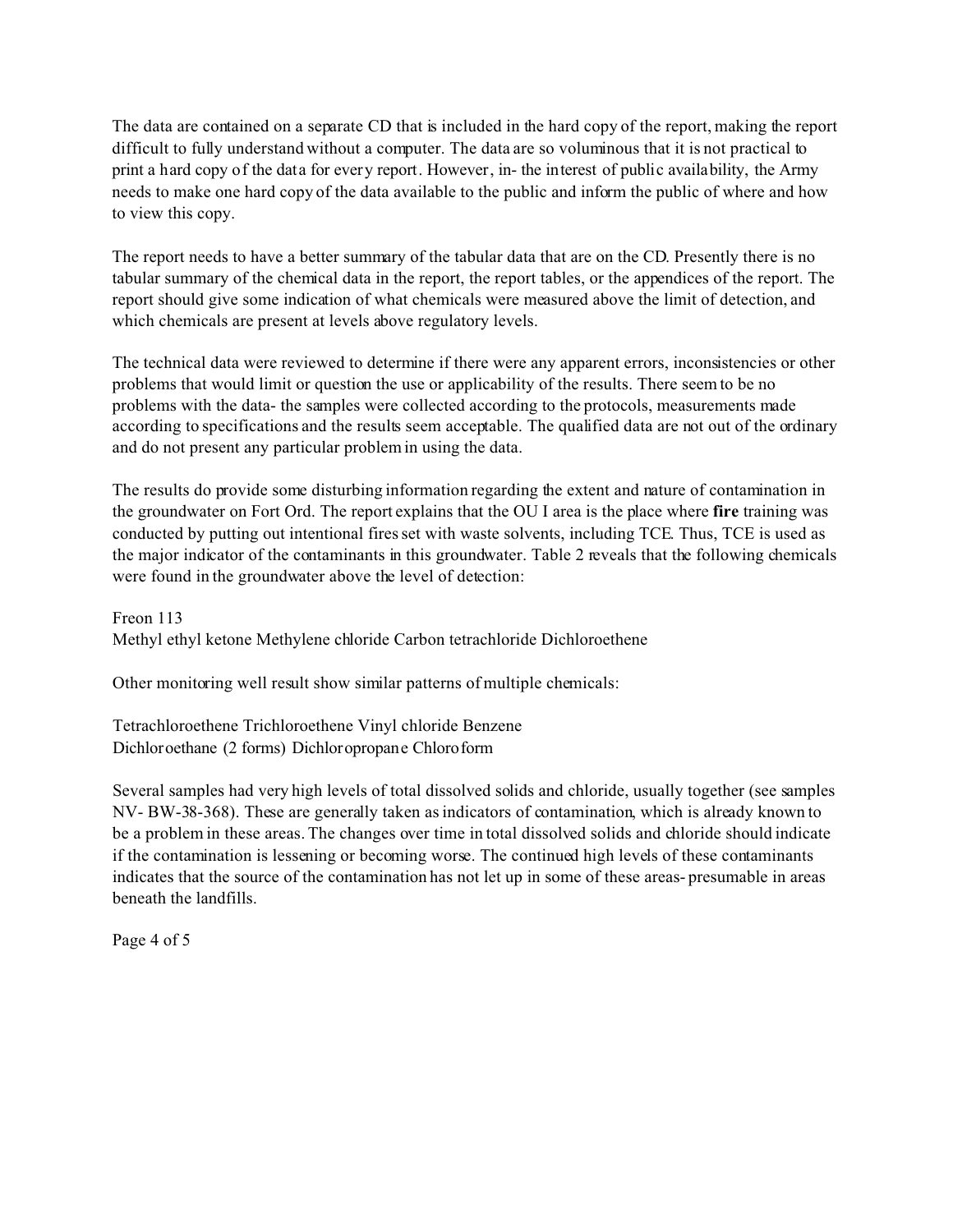The data are contained on a separate CD that is included in the hard copy of the report, making the report difficult to fully understand without a computer. The data are so voluminous that it is not practical to print a hard copy of the data for every report. However, in- the interest of public availability, the Army needs to make one hard copy of the data available to the public and inform the public of where and how to view this copy.

The report needs to have a better summary of the tabular data that are on the CD. Presently there is no tabular summary of the chemical data in the report, the report tables, or the appendices of the report. The report should give some indication of what chemicals were measured above the limit of detection, and which chemicals are present at levels above regulatory levels.

The technical data were reviewed to determine if there were any apparent errors, inconsistencies or other problems that would limit or question the use or applicability of the results. There seem to be no problems with the data- the samples were collected according to the protocols, measurements made according to specifications and the results seem acceptable. The qualified data are not out of the ordinary and do not present any particular problem in using the data.

The results do provide some disturbing information regarding the extent and nature of contamination in the groundwater on Fort Ord. The report explains that the OU I area is the place where **fire** training was conducted by putting out intentional fires set with waste solvents, including TCE. Thus, TCE is used as the major indicator of the contaminants in this groundwater. Table 2 reveals that the following chemicals were found in the groundwater above the level of detection:

Freon 113
Methyl ethyl ketone Methylene chloride Carbon tetrachloride Dichloroethene

Other monitoring well result show similar patterns of multiple chemicals:

Tetrachloroethene Trichloroethene Vinyl chloride Benzene
Dichloroethane (2 forms) Dichloropropane Chloroform

Several samples had very high levels of total dissolved solids and chloride, usually together (see samples NV- BW-38-368). These are generally taken as indicators of contamination, which is already known to be a problem in these areas. The changes over time in total dissolved solids and chloride should indicate if the contamination is lessening or becoming worse. The continued high levels of these contaminants indicates that the source of the contamination has not let up in some of these areas- presumable in areas beneath the landfills.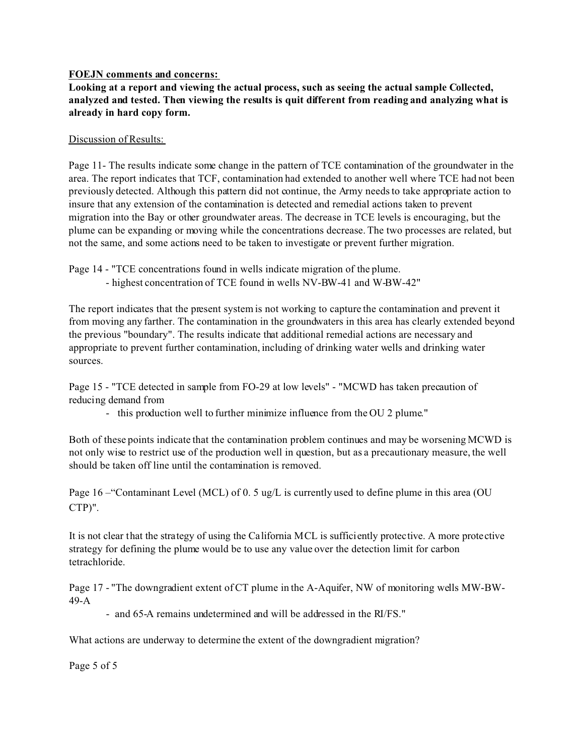**FOEJN comments and concerns:**

**Looking at a report and viewing the actual process, such as seeing the actual sample Collected, analyzed and tested. Then viewing the results is quit different from reading and analyzing what is already in hard copy form.**

Discussion of Results:

Page 11- The results indicate some change in the pattern of TCE contamination of the groundwater in the area. The report indicates that TCF, contamination had extended to another well where TCE had not been previously detected. Although this pattern did not continue, the Army needs to take appropriate action to insure that any extension of the contamination is detected and remedial actions taken to prevent migration into the Bay or other groundwater areas. The decrease in TCE levels is encouraging, but the plume can be expanding or moving while the concentrations decrease. The two processes are related, but not the same, and some actions need to be taken to investigate or prevent further migration.

Page 14 - "TCE concentrations found in wells indicate migration of the plume.
- highest concentration of TCE found in wells NV-BW-41 and W-BW-42"

The report indicates that the present system is not working to capture the contamination and prevent it from moving any farther. The contamination in the groundwaters in this area has clearly extended beyond the previous "boundary". The results indicate that additional remedial actions are necessary and appropriate to prevent further contamination, including of drinking water wells and drinking water sources.

Page 15 - "TCE detected in sample from FO-29 at low levels" - "MCWD has taken precaution of reducing demand from
- this production well to further minimize influence from the OU 2 plume."

Both of these points indicate that the contamination problem continues and may be worsening MCWD is not only wise to restrict use of the production well in question, but as a precautionary measure, the well should be taken off line until the contamination is removed.

Page 16 –"Contaminant Level (MCL) of 0. 5 ug/L is currently used to define plume in this area (OU CTP)".

It is not clear that the strategy of using the California MCL is sufficiently protective. A more protective strategy for defining the plume would be to use any value over the detection limit for carbon tetrachloride.

Page 17 - "The downgradient extent of CT plume in the A-Aquifer, NW of monitoring wells MW-BW-49-A
- and 65-A remains undetermined and will be addressed in the RI/FS."

What actions are underway to determine the extent of the downgradient migration?